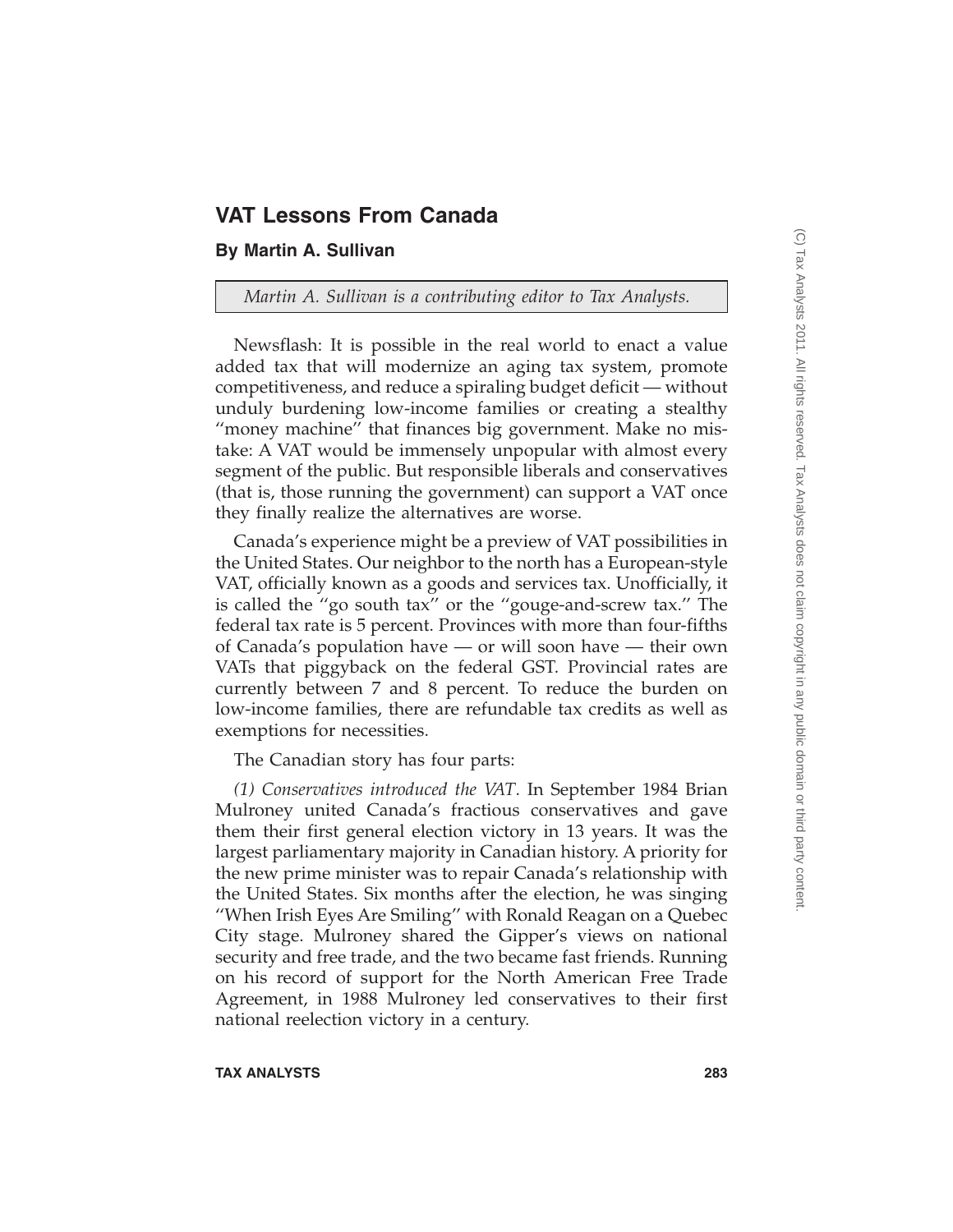# VAT Lessons From Canada

## By Martin A. Sullivan

*Martin A. Sullivan is a contributing editor to Tax Analysts.*

Newsflash: It is possible in the real world to enact a value added tax that will modernize an aging tax system, promote competitiveness, and reduce a spiraling budget deficit — without unduly burdening low-income families or creating a stealthy "money machine" that finances big government. Make no mistake: A VAT would be immensely unpopular with almost every segment of the public. But responsible liberals and conservatives (that is, those running the government) can support a VAT once they finally realize the alternatives are worse.

Canada's experience might be a preview of VAT possibilities in the United States. Our neighbor to the north has a European-style VAT, officially known as a goods and services tax. Unofficially, it is called the "go south tax" or the "gouge-and-screw tax." The federal tax rate is 5 percent. Provinces with more than four-fifths of Canada's population have — or will soon have — their own VATs that piggyback on the federal GST. Provincial rates are currently between 7 and 8 percent. To reduce the burden on low-income families, there are refundable tax credits as well as exemptions for necessities.

The Canadian story has four parts:

*(1) Conservatives introduced the VAT*. In September 1984 Brian Mulroney united Canada's fractious conservatives and gave them their first general election victory in 13 years. It was the largest parliamentary majority in Canadian history. A priority for the new prime minister was to repair Canada's relationship with the United States. Six months after the election, he was singing "When Irish Eyes Are Smiling" with Ronald Reagan on a Quebec City stage. Mulroney shared the Gipper's views on national security and free trade, and the two became fast friends. Running on his record of support for the North American Free Trade Agreement, in 1988 Mulroney led conservatives to their first national reelection victory in a century.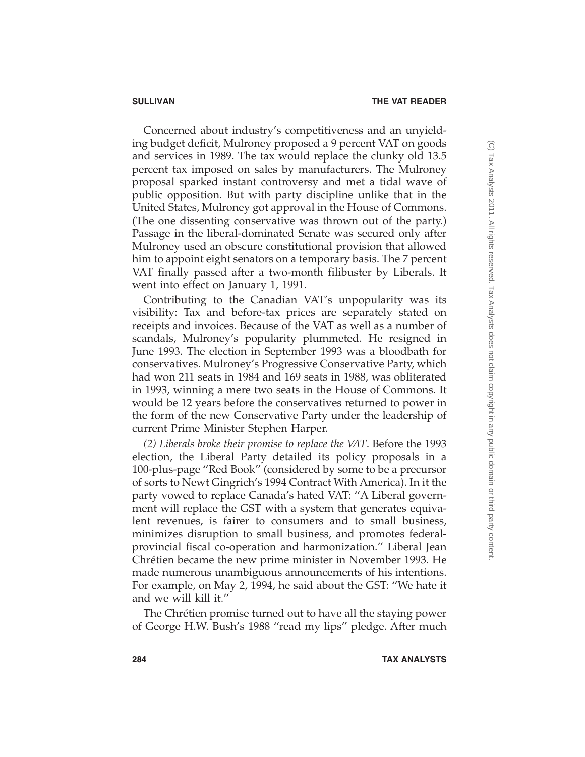Concerned about industry's competitiveness and an unyielding budget deficit, Mulroney proposed a 9 percent VAT on goods and services in 1989. The tax would replace the clunky old 13.5 percent tax imposed on sales by manufacturers. The Mulroney proposal sparked instant controversy and met a tidal wave of public opposition. But with party discipline unlike that in the United States, Mulroney got approval in the House of Commons. (The one dissenting conservative was thrown out of the party.) Passage in the liberal-dominated Senate was secured only after Mulroney used an obscure constitutional provision that allowed him to appoint eight senators on a temporary basis. The 7 percent VAT finally passed after a two-month filibuster by Liberals. It went into effect on January 1, 1991.

Contributing to the Canadian VAT's unpopularity was its visibility: Tax and before-tax prices are separately stated on receipts and invoices. Because of the VAT as well as a number of scandals, Mulroney's popularity plummeted. He resigned in June 1993. The election in September 1993 was a bloodbath for conservatives. Mulroney's Progressive Conservative Party, which had won 211 seats in 1984 and 169 seats in 1988, was obliterated in 1993, winning a mere two seats in the House of Commons. It would be 12 years before the conservatives returned to power in the form of the new Conservative Party under the leadership of current Prime Minister Stephen Harper.

*(2) Liberals broke their promise to replace the VAT*. Before the 1993 election, the Liberal Party detailed its policy proposals in a 100-plus-page "Red Book" (considered by some to be a precursor of sorts to Newt Gingrich's 1994 Contract With America). In it the party vowed to replace Canada's hated VAT: "A Liberal government will replace the GST with a system that generates equivalent revenues, is fairer to consumers and to small business, minimizes disruption to small business, and promotes federal-provincial fiscal co-operation and harmonization." Liberal Jean Chrétien became the new prime minister in November 1993. He made numerous unambiguous announcements of his intentions. For example, on May 2, 1994, he said about the GST: "We hate it and we will kill it."

The Chrétien promise turned out to have all the staying power of George H.W. Bush's 1988 "read my lips" pledge. After much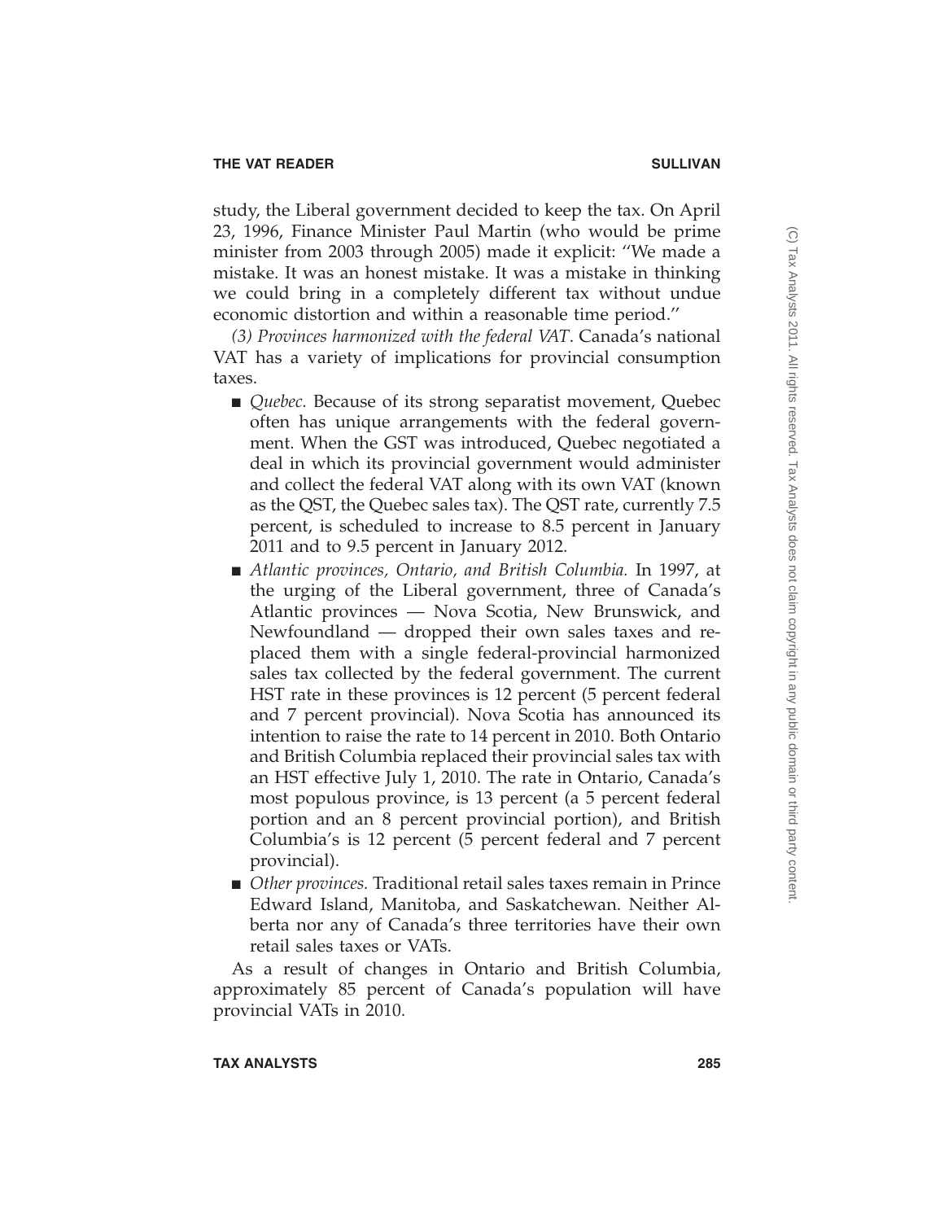study, the Liberal government decided to keep the tax. On April 23, 1996, Finance Minister Paul Martin (who would be prime minister from 2003 through 2005) made it explicit: ''We made a mistake. It was an honest mistake. It was a mistake in thinking we could bring in a completely different tax without undue economic distortion and within a reasonable time period.''

*(3) Provinces harmonized with the federal VAT*. Canada's national VAT has a variety of implications for provincial consumption taxes.

- *Quebec.* Because of its strong separatist movement, Quebec often has unique arrangements with the federal government. When the GST was introduced, Quebec negotiated a deal in which its provincial government would administer and collect the federal VAT along with its own VAT (known as the QST, the Quebec sales tax). The QST rate, currently 7.5 percent, is scheduled to increase to 8.5 percent in January 2011 and to 9.5 percent in January 2012.
- *Atlantic provinces, Ontario, and British Columbia.* In 1997, at the urging of the Liberal government, three of Canada's Atlantic provinces — Nova Scotia, New Brunswick, and Newfoundland — dropped their own sales taxes and replaced them with a single federal-provincial harmonized sales tax collected by the federal government. The current HST rate in these provinces is 12 percent (5 percent federal and 7 percent provincial). Nova Scotia has announced its intention to raise the rate to 14 percent in 2010. Both Ontario and British Columbia replaced their provincial sales tax with an HST effective July 1, 2010. The rate in Ontario, Canada's most populous province, is 13 percent (a 5 percent federal portion and an 8 percent provincial portion), and British Columbia's is 12 percent (5 percent federal and 7 percent provincial).
- *Other provinces.* Traditional retail sales taxes remain in Prince Edward Island, Manitoba, and Saskatchewan. Neither Alberta nor any of Canada's three territories have their own retail sales taxes or VATs.

As a result of changes in Ontario and British Columbia, approximately 85 percent of Canada's population will have provincial VATs in 2010.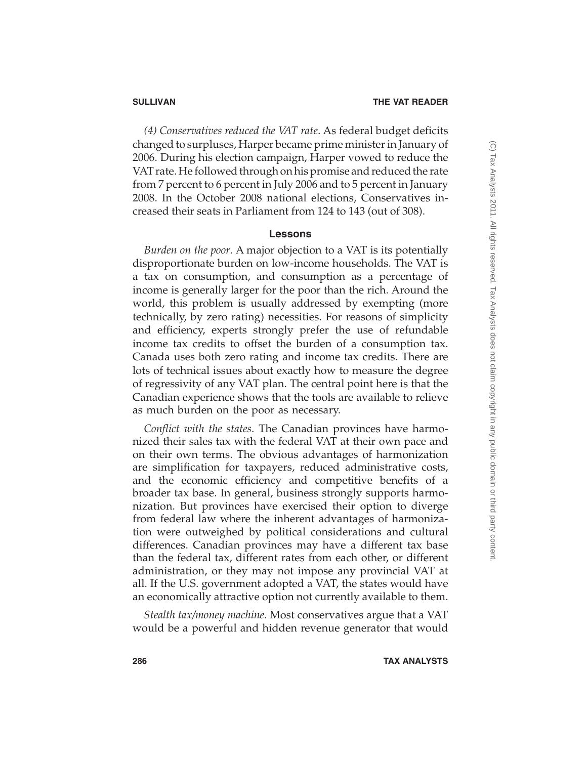*(4) Conservatives reduced the VAT rate*. As federal budget deficits changed to surpluses, Harper became prime minister in January of 2006. During his election campaign, Harper vowed to reduce the VAT rate. He followed through on his promise and reduced the rate from 7 percent to 6 percent in July 2006 and to 5 percent in January 2008. In the October 2008 national elections, Conservatives increased their seats in Parliament from 124 to 143 (out of 308).

## Lessons

*Burden on the poor*. A major objection to a VAT is its potentially disproportionate burden on low-income households. The VAT is a tax on consumption, and consumption as a percentage of income is generally larger for the poor than the rich. Around the world, this problem is usually addressed by exempting (more technically, by zero rating) necessities. For reasons of simplicity and efficiency, experts strongly prefer the use of refundable income tax credits to offset the burden of a consumption tax. Canada uses both zero rating and income tax credits. There are lots of technical issues about exactly how to measure the degree of regressivity of any VAT plan. The central point here is that the Canadian experience shows that the tools are available to relieve as much burden on the poor as necessary.

*Conflict with the states*. The Canadian provinces have harmonized their sales tax with the federal VAT at their own pace and on their own terms. The obvious advantages of harmonization are simplification for taxpayers, reduced administrative costs, and the economic efficiency and competitive benefits of a broader tax base. In general, business strongly supports harmonization. But provinces have exercised their option to diverge from federal law where the inherent advantages of harmonization were outweighed by political considerations and cultural differences. Canadian provinces may have a different tax base than the federal tax, different rates from each other, or different administration, or they may not impose any provincial VAT at all. If the U.S. government adopted a VAT, the states would have an economically attractive option not currently available to them.

*Stealth tax/money machine.* Most conservatives argue that a VAT would be a powerful and hidden revenue generator that would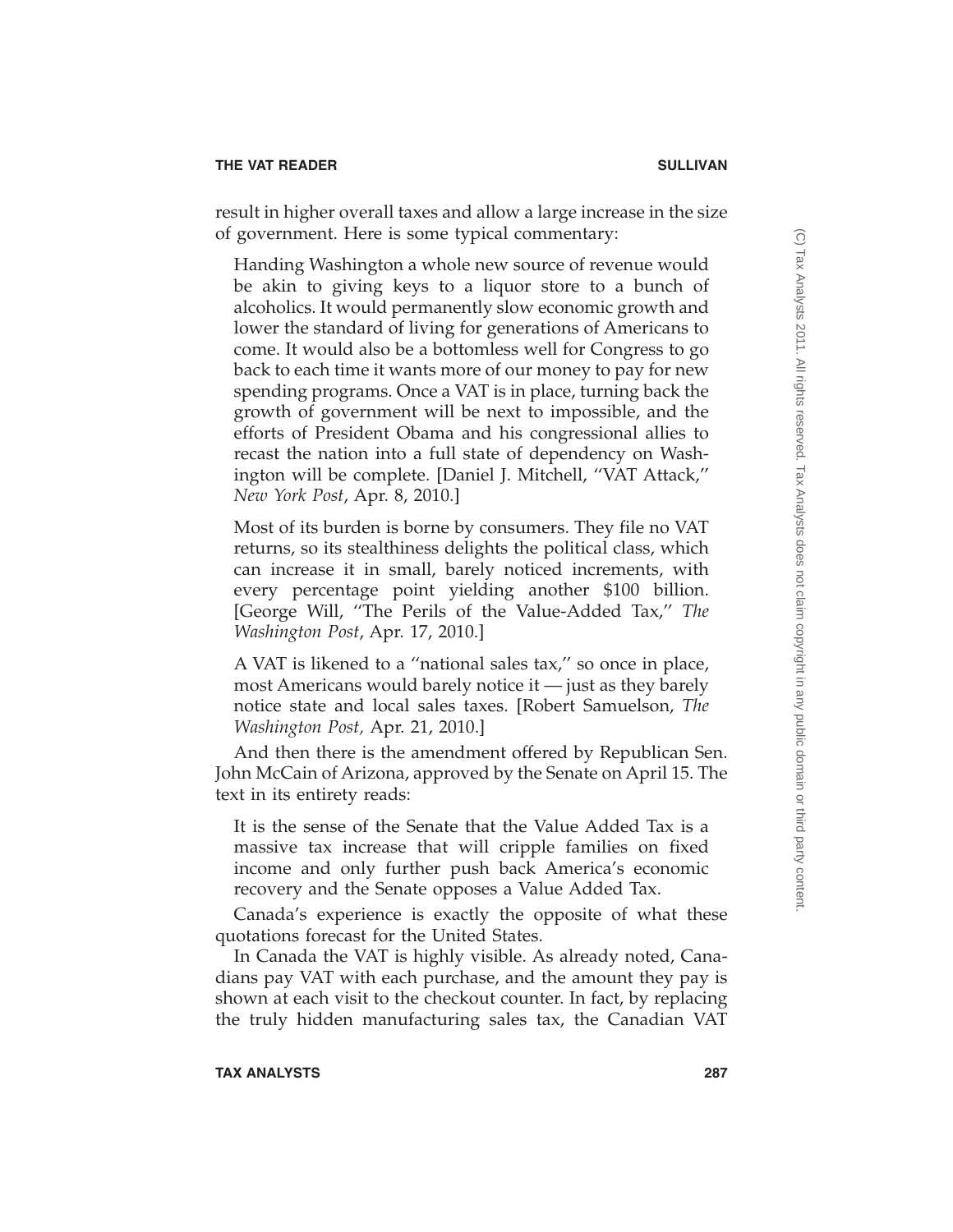result in higher overall taxes and allow a large increase in the size of government. Here is some typical commentary:

> Handing Washington a whole new source of revenue would be akin to giving keys to a liquor store to a bunch of alcoholics. It would permanently slow economic growth and lower the standard of living for generations of Americans to come. It would also be a bottomless well for Congress to go back to each time it wants more of our money to pay for new spending programs. Once a VAT is in place, turning back the growth of government will be next to impossible, and the efforts of President Obama and his congressional allies to recast the nation into a full state of dependency on Washington will be complete. [Daniel J. Mitchell, ''VAT Attack,'' *New York Post*, Apr. 8, 2010.]

> Most of its burden is borne by consumers. They file no VAT returns, so its stealthiness delights the political class, which can increase it in small, barely noticed increments, with every percentage point yielding another $100 billion. [George Will, ''The Perils of the Value-Added Tax,'' *The Washington Post*, Apr. 17, 2010.]

> A VAT is likened to a ''national sales tax,'' so once in place, most Americans would barely notice it — just as they barely notice state and local sales taxes. [Robert Samuelson, *The Washington Post,* Apr. 21, 2010.]

And then there is the amendment offered by Republican Sen. John McCain of Arizona, approved by the Senate on April 15. The text in its entirety reads:

> It is the sense of the Senate that the Value Added Tax is a massive tax increase that will cripple families on fixed income and only further push back America's economic recovery and the Senate opposes a Value Added Tax.

Canada's experience is exactly the opposite of what these quotations forecast for the United States.

In Canada the VAT is highly visible. As already noted, Canadians pay VAT with each purchase, and the amount they pay is shown at each visit to the checkout counter. In fact, by replacing the truly hidden manufacturing sales tax, the Canadian VAT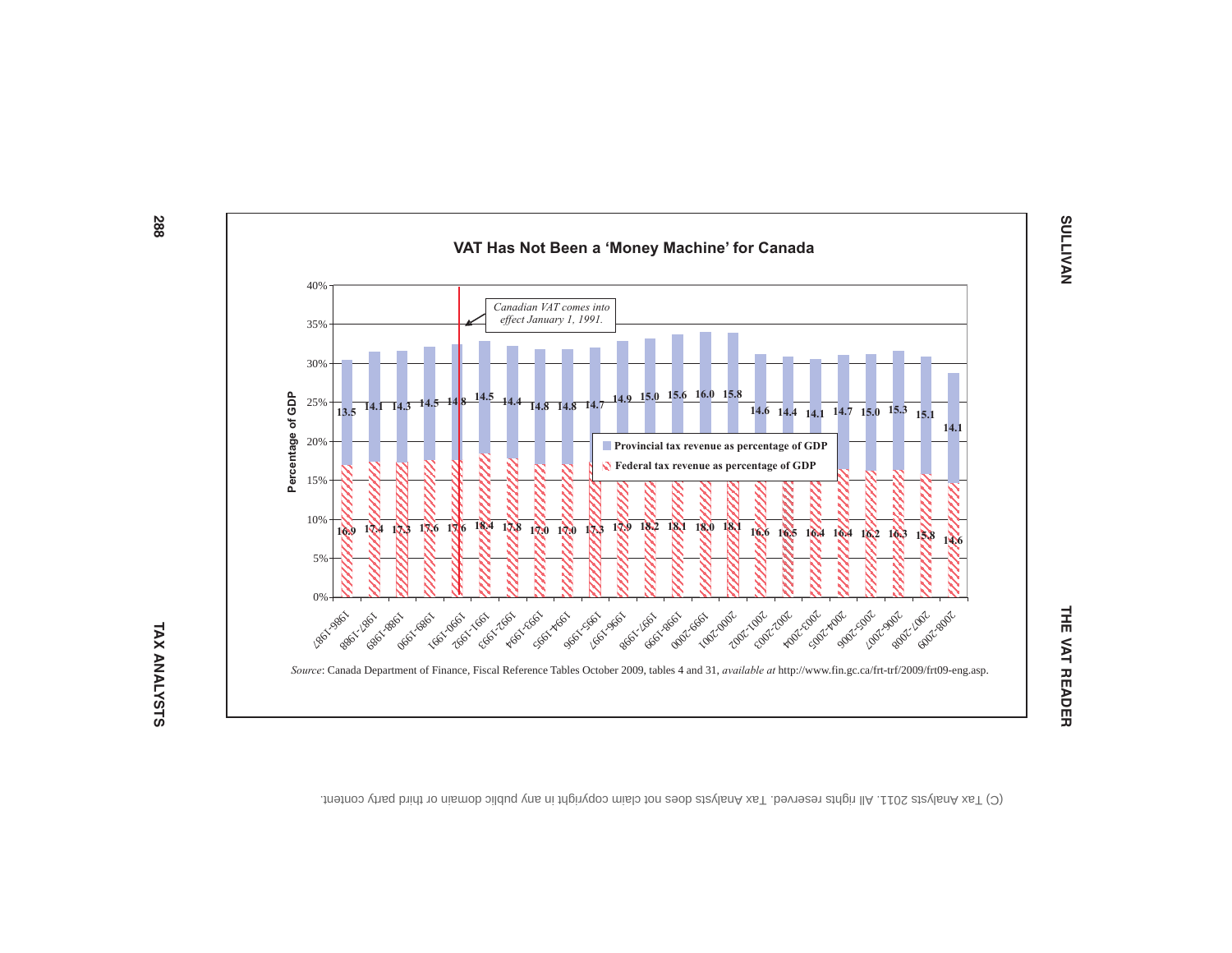**VAT Has Not Been a 'Money Machine' for Canada**

| Year | Provincial tax revenue as percentage of GDP | Federal tax revenue as percentage of GDP |
|---|---|---|
| 1986-1987 | 13.5 | 16.9 |
| 1987-1988 | 14.1 | 17.4 |
| 1988-1989 | 14.3 | 17.3 |
| 1989-1990 | 14.5 | 17.6 |
| 1990-1991 | 14.8 | 17.6 |
| 1991-1992 | 14.5 | 18.4 |
| 1992-1993 | 14.4 | 17.8 |
| 1993-1994 | 14.8 | 17.0 |
| 1994-1995 | 14.8 | 17.0 |
| 1995-1996 | 14.7 | 17.3 |
| 1996-1997 | 14.9 | 17.9 |
| 1997-1998 | 15.0 | 18.2 |
| 1998-1999 | 15.6 | 18.1 |
| 1999-2000 | 16.0 | 18.0 |
| 2000-2001 | 15.8 | 18.1 |
| 2001-2002 | 14.6 | 16.6 |
| 2002-2003 | 14.4 | 16.5 |
| 2003-2004 | 14.1 | 16.4 |
| 2004-2005 | 14.7 | 16.4 |
| 2005-2006 | 15.0 | 16.2 |
| 2006-2007 | 15.3 | 16.3 |
| 2007-2008 | 15.1 | 15.8 |
| 2008-2009 | 14.1 | 14.6 |

*Canadian VAT comes into effect January 1, 1991.*

*Source*: Canada Department of Finance, Fiscal Reference Tables October 2009, tables 4 and 31, *available at* http://www.fin.gc.ca/frt-trf/2009/frt09-eng.asp.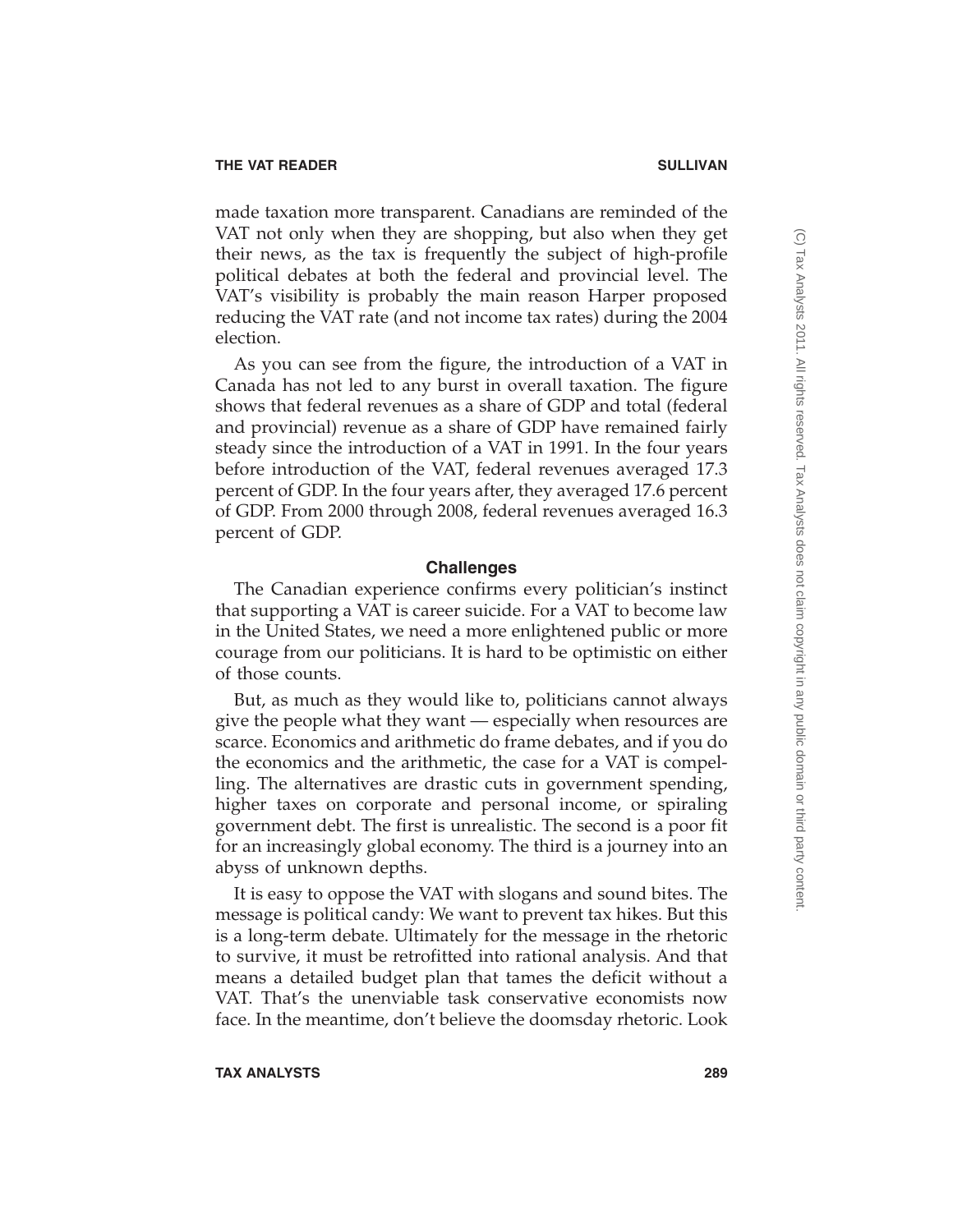made taxation more transparent. Canadians are reminded of the VAT not only when they are shopping, but also when they get their news, as the tax is frequently the subject of high-profile political debates at both the federal and provincial level. The VAT's visibility is probably the main reason Harper proposed reducing the VAT rate (and not income tax rates) during the 2004 election.

As you can see from the figure, the introduction of a VAT in Canada has not led to any burst in overall taxation. The figure shows that federal revenues as a share of GDP and total (federal and provincial) revenue as a share of GDP have remained fairly steady since the introduction of a VAT in 1991. In the four years before introduction of the VAT, federal revenues averaged 17.3 percent of GDP. In the four years after, they averaged 17.6 percent of GDP. From 2000 through 2008, federal revenues averaged 16.3 percent of GDP.

## Challenges

The Canadian experience confirms every politician's instinct that supporting a VAT is career suicide. For a VAT to become law in the United States, we need a more enlightened public or more courage from our politicians. It is hard to be optimistic on either of those counts.

But, as much as they would like to, politicians cannot always give the people what they want — especially when resources are scarce. Economics and arithmetic do frame debates, and if you do the economics and the arithmetic, the case for a VAT is compelling. The alternatives are drastic cuts in government spending, higher taxes on corporate and personal income, or spiraling government debt. The first is unrealistic. The second is a poor fit for an increasingly global economy. The third is a journey into an abyss of unknown depths.

It is easy to oppose the VAT with slogans and sound bites. The message is political candy: We want to prevent tax hikes. But this is a long-term debate. Ultimately for the message in the rhetoric to survive, it must be retrofitted into rational analysis. And that means a detailed budget plan that tames the deficit without a VAT. That's the unenviable task conservative economists now face. In the meantime, don't believe the doomsday rhetoric. Look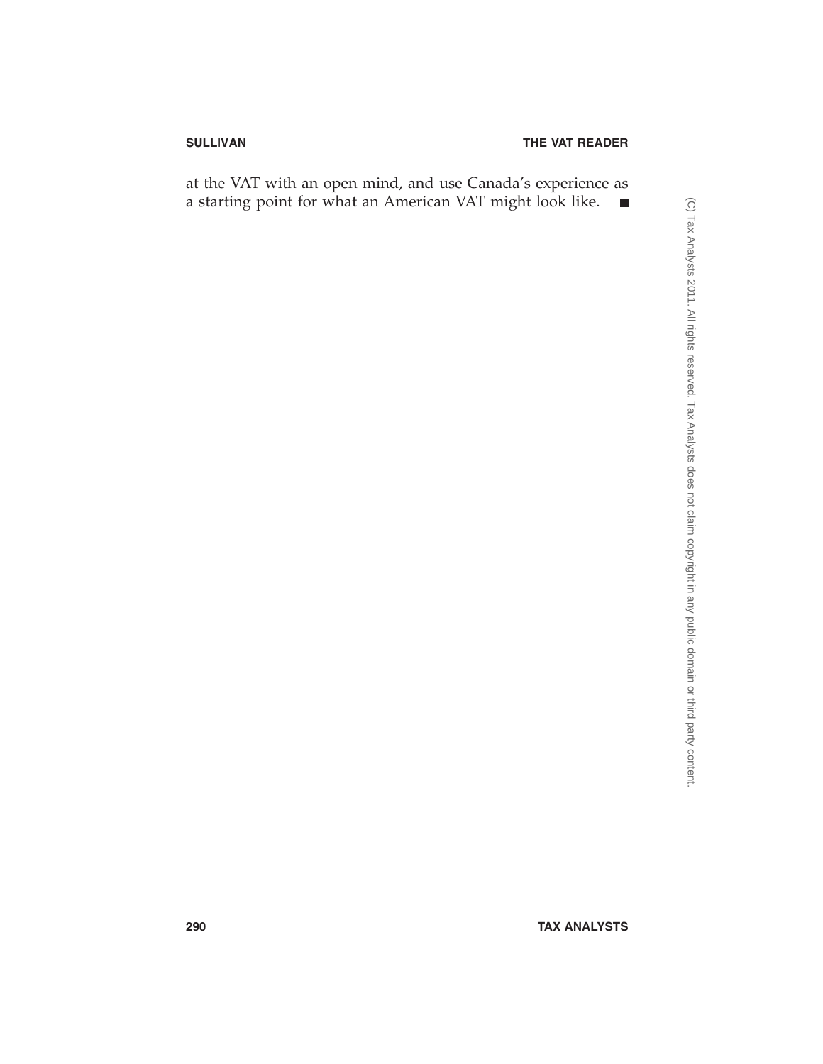at the VAT with an open mind, and use Canada's experience as a starting point for what an American VAT might look like. ■

(C) Tax Analysts 2011. All rights reserved. Tax Analysts does not claim copyright in any public domain or third party content.